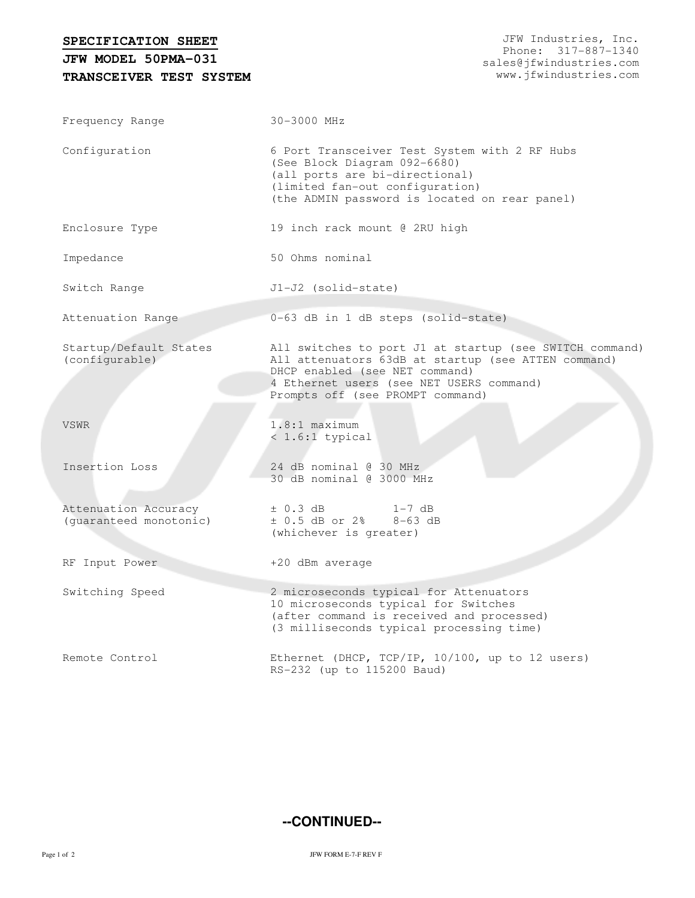# SPECIFICATION SHEET

## JFW MODEL 50PMA-031

## TRANSCEIVER TEST SYSTEM

JFW Industries, Inc.
Phone: 317-887-1340
sales@jfwindustries.com
www.jfwindustries.com

| | |
|---|---|
| Frequency Range | 30-3000 MHz |
| Configuration | 6 Port Transceiver Test System with 2 RF Hubs<br>(See Block Diagram 092-6680)<br>(all ports are bi-directional)<br>(limited fan-out configuration)<br>(the ADMIN password is located on rear panel) |
| Enclosure Type | 19 inch rack mount @ 2RU high |
| Impedance | 50 Ohms nominal |
| Switch Range | J1-J2 (solid-state) |
| Attenuation Range | 0-63 dB in 1 dB steps (solid-state) |
| Startup/Default States (configurable) | All switches to port J1 at startup (see SWITCH command)<br>All attenuators 63dB at startup (see ATTEN command)<br>DHCP enabled (see NET command)<br>4 Ethernet users (see NET USERS command)<br>Prompts off (see PROMPT command) |
| VSWR | 1.8:1 maximum<br>< 1.6:1 typical |
| Insertion Loss | 24 dB nominal @ 30 MHz<br>30 dB nominal @ 3000 MHz |
| Attenuation Accuracy (guaranteed monotonic) | ± 0.3 dB 1-7 dB<br>± 0.5 dB or 2% 8-63 dB<br>(whichever is greater) |
| RF Input Power | +20 dBm average |
| Switching Speed | 2 microseconds typical for Attenuators<br>10 microseconds typical for Switches<br>(after command is received and processed)<br>(3 milliseconds typical processing time) |
| Remote Control | Ethernet (DHCP, TCP/IP, 10/100, up to 12 users)<br>RS-232 (up to 115200 Baud) |

**--CONTINUED--**

JFW FORM E-7-F REV F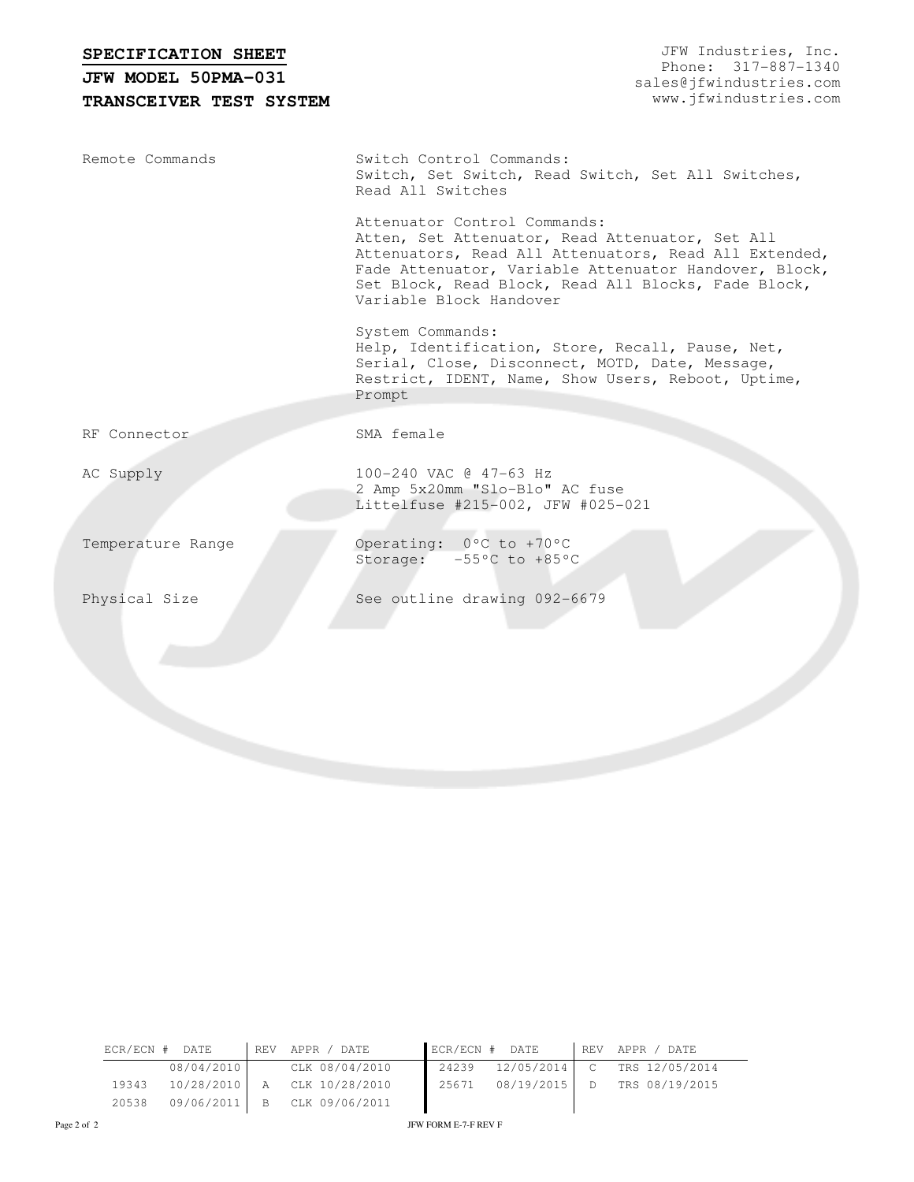**SPECIFICATION SHEET**

**JFW MODEL 50PMA-031**

**TRANSCEIVER TEST SYSTEM**

JFW Industries, Inc.
Phone: 317-887-1340
sales@jfwindustries.com
www.jfwindustries.com

| | |
|---|---|
| Remote Commands | Switch Control Commands:<br>Switch, Set Switch, Read Switch, Set All Switches, Read All Switches<br><br>Attenuator Control Commands:<br>Atten, Set Attenuator, Read Attenuator, Set All Attenuators, Read All Attenuators, Read All Extended, Fade Attenuator, Variable Attenuator Handover, Block, Set Block, Read Block, Read All Blocks, Fade Block, Variable Block Handover<br><br>System Commands:<br>Help, Identification, Store, Recall, Pause, Net, Serial, Close, Disconnect, MOTD, Date, Message, Restrict, IDENT, Name, Show Users, Reboot, Uptime, Prompt |
| RF Connector | SMA female |
| AC Supply | 100-240 VAC @ 47-63 Hz<br>2 Amp 5x20mm "Slo-Blo" AC fuse<br>Littelfuse #215-002, JFW #025-021 |
| Temperature Range | Operating: 0°C to +70°C<br>Storage: -55°C to +85°C |
| Physical Size | See outline drawing 092-6679 |

| ECR/ECN # | DATE | REV | APPR / DATE | ECR/ECN # | DATE | REV | APPR / DATE |
|---|---|---|---|---|---|---|---|
| | 08/04/2010 | | CLK 08/04/2010 | 24239 | 12/05/2014 | C | TRS 12/05/2014 |
| 19343 | 10/28/2010 | A | CLK 10/28/2010 | 25671 | 08/19/2015 | D | TRS 08/19/2015 |
| 20538 | 09/06/2011 | B | CLK 09/06/2011 | | | | |

JFW FORM E-7-F REV F